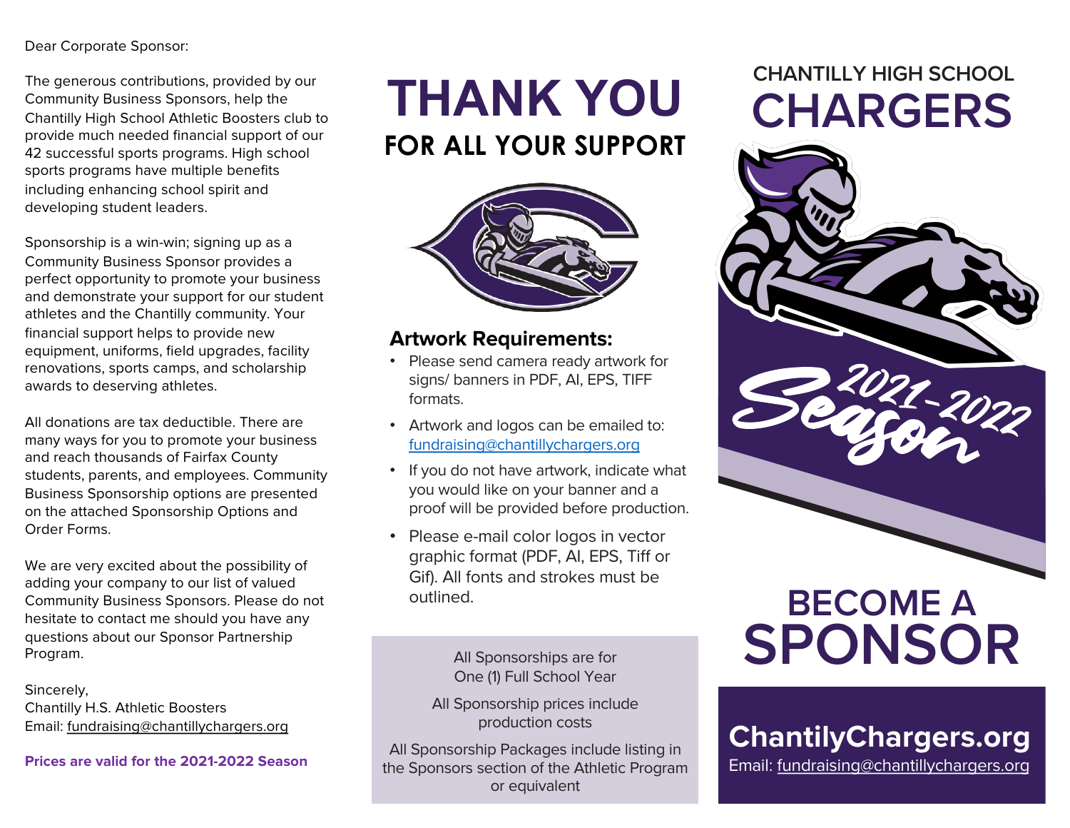Dear Corporate Sponsor:

The generous contributions, provided by our Community Business Sponsors, help the Chantilly High School Athletic Boosters club to provide much needed financial support of our 42 successful sports programs. High school sports programs have multiple benefits including enhancing school spirit and developing student leaders.

Sponsorship is a win-win; signing up as a Community Business Sponsor provides a perfect opportunity to promote your business and demonstrate your support for our student athletes and the Chantilly community. Your financial support helps to provide new equipment, uniforms, field upgrades, facility renovations, sports camps, and scholarship awards to deserving athletes.

All donations are tax deductible. There are many ways for you to promote your business and reach thousands of Fairfax County students, parents, and employees. Community Business Sponsorship options are presented on the attached Sponsorship Options and Order Forms.

We are very excited about the possibility of adding your company to our list of valued Community Business Sponsors. Please do not hesitate to contact me should you have any questions about our Sponsor Partnership Program.

Sincerely,
Chantilly H.S. Athletic Boosters
Email: fundraising@chantillychargers.org

**Prices are valid for the 2021-2022 Season**

# THANK YOU

## FOR ALL YOUR SUPPORT

### Artwork Requirements:

- Please send camera ready artwork for signs/ banners in PDF, AI, EPS, TIFF formats.
- Artwork and logos can be emailed to: fundraising@chantillychargers.org
- If you do not have artwork, indicate what you would like on your banner and a proof will be provided before production.
- Please e-mail color logos in vector graphic format (PDF, AI, EPS, Tiff or Gif). All fonts and strokes must be outlined.

All Sponsorships are for One (1) Full School Year

All Sponsorship prices include production costs

All Sponsorship Packages include listing in the Sponsors section of the Athletic Program or equivalent

## CHANTILLY HIGH SCHOOL

# CHARGERS

2021-2022 Season

# BECOME A SPONSOR

**ChantilyChargers.org**

Email: fundraising@chantillychargers.org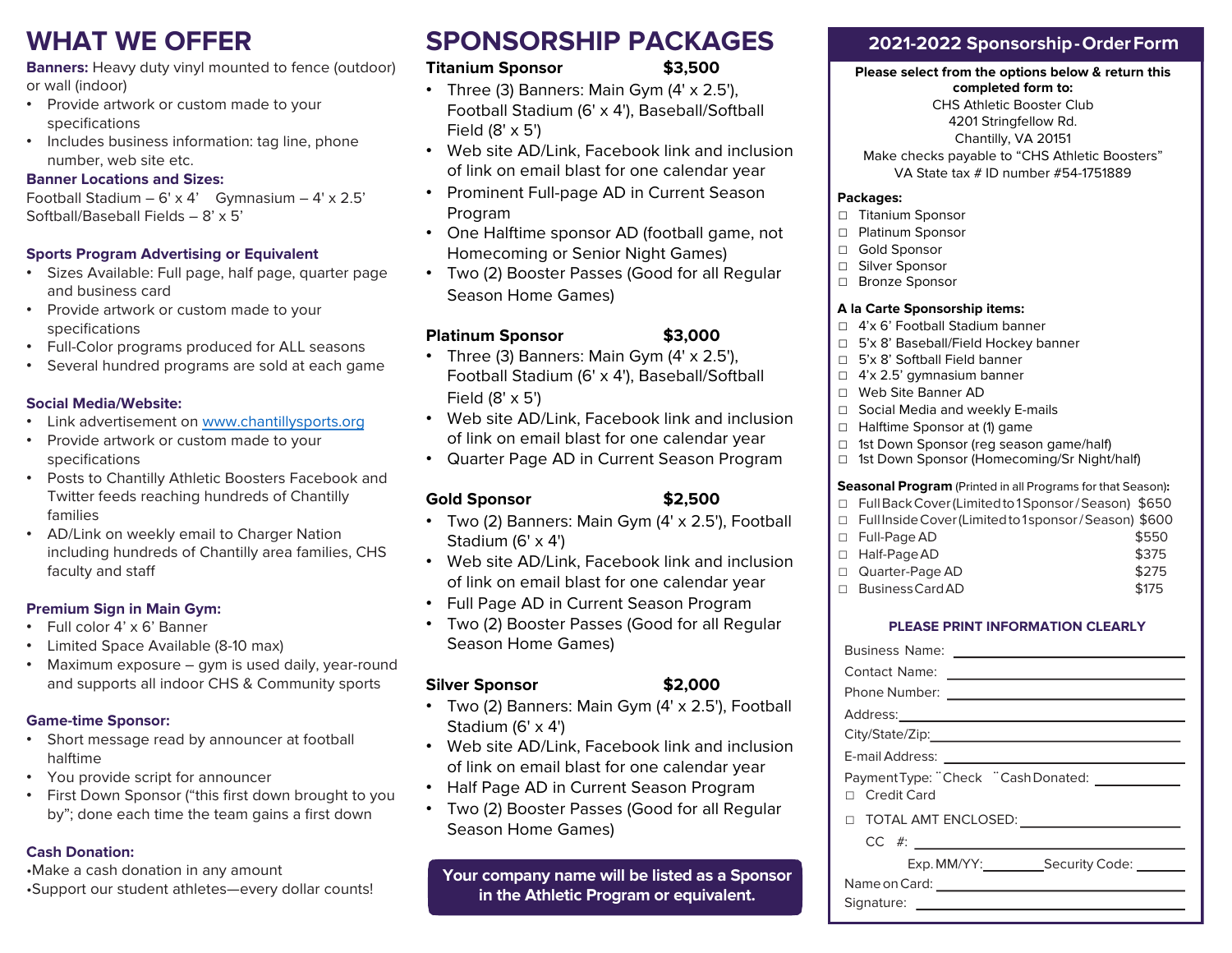# WHAT WE OFFER

**Banners:** Heavy duty vinyl mounted to fence (outdoor) or wall (indoor)

- Provide artwork or custom made to your specifications
- Includes business information: tag line, phone number, web site etc.

**Banner Locations and Sizes:**

Football Stadium – 6' x 4'    Gymnasium – 4' x 2.5'
Softball/Baseball Fields – 8' x 5'

**Sports Program Advertising or Equivalent**

- Sizes Available: Full page, half page, quarter page and business card
- Provide artwork or custom made to your specifications
- Full-Color programs produced for ALL seasons
- Several hundred programs are sold at each game

**Social Media/Website:**

- Link advertisement on www.chantillysports.org
- Provide artwork or custom made to your specifications
- Posts to Chantilly Athletic Boosters Facebook and Twitter feeds reaching hundreds of Chantilly families
- AD/Link on weekly email to Charger Nation including hundreds of Chantilly area families, CHS faculty and staff

**Premium Sign in Main Gym:**

- Full color 4' x 6' Banner
- Limited Space Available (8-10 max)
- Maximum exposure – gym is used daily, year-round and supports all indoor CHS & Community sports

**Game-time Sponsor:**

- Short message read by announcer at football halftime
- You provide script for announcer
- First Down Sponsor ("this first down brought to you by"; done each time the team gains a first down

**Cash Donation:**

•Make a cash donation in any amount
•Support our student athletes—every dollar counts!

# SPONSORSHIP PACKAGES

**Titanium Sponsor $3,500**

- Three (3) Banners: Main Gym (4' x 2.5'), Football Stadium (6' x 4'), Baseball/Softball Field (8' x 5')
- Web site AD/Link, Facebook link and inclusion of link on email blast for one calendar year
- Prominent Full-page AD in Current Season Program
- One Halftime sponsor AD (football game, not Homecoming or Senior Night Games)
- Two (2) Booster Passes (Good for all Regular Season Home Games)

**Platinum Sponsor $3,000**

- Three (3) Banners: Main Gym (4' x 2.5'), Football Stadium (6' x 4'), Baseball/Softball Field (8' x 5')
- Web site AD/Link, Facebook link and inclusion of link on email blast for one calendar year
- Quarter Page AD in Current Season Program

**Gold Sponsor $2,500**

- Two (2) Banners: Main Gym (4' x 2.5'), Football Stadium (6' x 4')
- Web site AD/Link, Facebook link and inclusion of link on email blast for one calendar year
- Full Page AD in Current Season Program
- Two (2) Booster Passes (Good for all Regular Season Home Games)

**Silver Sponsor $2,000**

- Two (2) Banners: Main Gym (4' x 2.5'), Football Stadium (6' x 4')
- Web site AD/Link, Facebook link and inclusion of link on email blast for one calendar year
- Half Page AD in Current Season Program
- Two (2) Booster Passes (Good for all Regular Season Home Games)

**Your company name will be listed as a Sponsor in the Athletic Program or equivalent.**

## 2021-2022 Sponsorship - Order Form

**Please select from the options below & return this completed form to:**

CHS Athletic Booster Club
4201 Stringfellow Rd.
Chantilly, VA 20151
Make checks payable to "CHS Athletic Boosters"
VA State tax # ID number #54-1751889

**Packages:**

- ☐ Titanium Sponsor
- ☐ Platinum Sponsor
- ☐ Gold Sponsor
- ☐ Silver Sponsor
- ☐ Bronze Sponsor

**A la Carte Sponsorship items:**

- ☐ 4'x 6' Football Stadium banner
- ☐ 5'x 8' Baseball/Field Hockey banner
- ☐ 5'x 8' Softball Field banner
- ☐ 4'x 2.5' gymnasium banner
- ☐ Web Site Banner AD
- ☐ Social Media and weekly E-mails
- ☐ Halftime Sponsor at (1) game
- ☐ 1st Down Sponsor (reg season game/half)
- ☐ 1st Down Sponsor (Homecoming/Sr Night/half)

**Seasonal Program** (Printed in all Programs for that Season)**:**

| | |
|---|---|
| ☐ Full Back Cover (Limited to 1 Sponsor / Season) | $650 |
| ☐ Full Inside Cover (Limited to 1 sponsor / Season) | $600 |
| ☐ Full-Page AD | $550 |
| ☐ Half-Page AD | $375 |
| ☐ Quarter-Page AD | $275 |
| ☐ Business Card AD | $175 |

**PLEASE PRINT INFORMATION CLEARLY**

Business Name: ______________________
Contact Name: ______________________
Phone Number: ______________________
Address: ______________________
City/State/Zip: ______________________
E-mail Address: ______________________
Payment Type: ¨Check ¨Cash Donated: ________
☐ Credit Card
☐ TOTAL AMT ENCLOSED: ______________
CC #: ______________________
Exp. MM/YY: ________ Security Code: ______
Name on Card: ______________________
Signature: ______________________